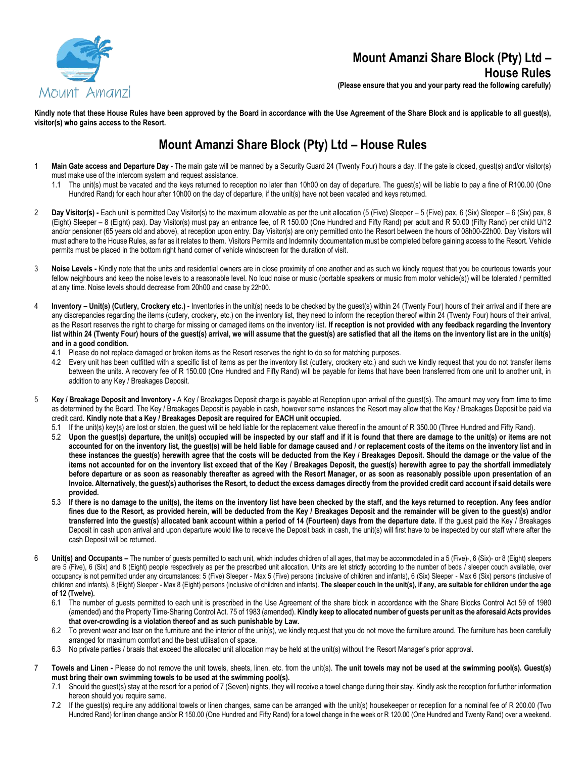# Mount Amanzi Share Block (Pty) Ltd – House Rules

**(Please ensure that you and your party read the following carefully)**

**Kindly note that these House Rules have been approved by the Board in accordance with the Use Agreement of the Share Block and is applicable to all guest(s), visitor(s) who gains access to the Resort.**

## Mount Amanzi Share Block (Pty) Ltd – House Rules

1 **Main Gate access and Departure Day -** The main gate will be manned by a Security Guard 24 (Twenty Four) hours a day. If the gate is closed, guest(s) and/or visitor(s) must make use of the intercom system and request assistance.

1.1 The unit(s) must be vacated and the keys returned to reception no later than 10h00 on day of departure. The guest(s) will be liable to pay a fine of R100.00 (One Hundred Rand) for each hour after 10h00 on the day of departure, if the unit(s) have not been vacated and keys returned.

2 **Day Visitor(s) -** Each unit is permitted Day Visitor(s) to the maximum allowable as per the unit allocation (5 (Five) Sleeper – 5 (Five) pax, 6 (Six) Sleeper – 6 (Six) pax, 8 (Eight) Sleeper – 8 (Eight) pax). Day Visitor(s) must pay an entrance fee, of R 150.00 (One Hundred and Fifty Rand) per adult and R 50.00 (Fifty Rand) per child U/12 and/or pensioner (65 years old and above), at reception upon entry. Day Visitor(s) are only permitted onto the Resort between the hours of 08h00-22h00. Day Visitors will must adhere to the House Rules, as far as it relates to them. Visitors Permits and Indemnity documentation must be completed before gaining access to the Resort. Vehicle permits must be placed in the bottom right hand corner of vehicle windscreen for the duration of visit.

3 **Noise Levels -** Kindly note that the units and residential owners are in close proximity of one another and as such we kindly request that you be courteous towards your fellow neighbours and keep the noise levels to a reasonable level. No loud noise or music (portable speakers or music from motor vehicle(s)) will be tolerated / permitted at any time. Noise levels should decrease from 20h00 and cease by 22h00.

4 **Inventory – Unit(s) (Cutlery, Crockery etc.) -** Inventories in the unit(s) needs to be checked by the guest(s) within 24 (Twenty Four) hours of their arrival and if there are any discrepancies regarding the items (cutlery, crockery, etc.) on the inventory list, they need to inform the reception thereof within 24 (Twenty Four) hours of their arrival, as the Resort reserves the right to charge for missing or damaged items on the inventory list. **If reception is not provided with any feedback regarding the Inventory list within 24 (Twenty Four) hours of the guest(s) arrival, we will assume that the guest(s) are satisfied that all the items on the inventory list are in the unit(s) and in a good condition.**

4.1 Please do not replace damaged or broken items as the Resort reserves the right to do so for matching purposes.

4.2 Every unit has been outfitted with a specific list of items as per the inventory list (cutlery, crockery etc.) and such we kindly request that you do not transfer items between the units. A recovery fee of R 150.00 (One Hundred and Fifty Rand) will be payable for items that have been transferred from one unit to another unit, in addition to any Key / Breakages Deposit.

5 **Key / Breakage Deposit and Inventory -** A Key / Breakages Deposit charge is payable at Reception upon arrival of the guest(s). The amount may very from time to time as determined by the Board. The Key / Breakages Deposit is payable in cash, however some instances the Resort may allow that the Key / Breakages Deposit be paid via credit card. **Kindly note that a Key / Breakages Deposit are required for EACH unit occupied.**

5.1 If the unit(s) key(s) are lost or stolen, the guest will be held liable for the replacement value thereof in the amount of R 350.00 (Three Hundred and Fifty Rand).

5.2 **Upon the guest(s) departure, the unit(s) occupied will be inspected by our staff and if it is found that there are damage to the unit(s) or items are not accounted for on the inventory list, the guest(s) will be held liable for damage caused and / or replacement costs of the items on the inventory list and in these instances the guest(s) herewith agree that the costs will be deducted from the Key / Breakages Deposit. Should the damage or the value of the items not accounted for on the inventory list exceed that of the Key / Breakages Deposit, the guest(s) herewith agree to pay the shortfall immediately before departure or as soon as reasonably thereafter as agreed with the Resort Manager, or as soon as reasonably possible upon presentation of an Invoice. Alternatively, the guest(s) authorises the Resort, to deduct the excess damages directly from the provided credit card account if said details were provided.**

5.3 **If there is no damage to the unit(s), the items on the inventory list have been checked by the staff, and the keys returned to reception. Any fees and/or fines due to the Resort, as provided herein, will be deducted from the Key / Breakages Deposit and the remainder will be given to the guest(s) and/or transferred into the guest(s) allocated bank account within a period of 14 (Fourteen) days from the departure date.** If the guest paid the Key / Breakages Deposit in cash upon arrival and upon departure would like to receive the Deposit back in cash, the unit(s) will first have to be inspected by our staff where after the cash Deposit will be returned.

6 **Unit(s) and Occupants –** The number of guests permitted to each unit, which includes children of all ages, that may be accommodated in a 5 (Five)-, 6 (Six)- or 8 (Eight) sleepers are 5 (Five), 6 (Six) and 8 (Eight) people respectively as per the prescribed unit allocation. Units are let strictly according to the number of beds / sleeper couch available, over occupancy is not permitted under any circumstances: 5 (Five) Sleeper - Max 5 (Five) persons (inclusive of children and infants), 6 (Six) Sleeper - Max 6 (Six) persons (inclusive of children and infants), 8 (Eight) Sleeper - Max 8 (Eight) persons (inclusive of children and infants). **The sleeper couch in the unit(s), if any, are suitable for children under the age of 12 (Twelve).**

6.1 The number of guests permitted to each unit is prescribed in the Use Agreement of the share block in accordance with the Share Blocks Control Act 59 of 1980 (amended) and the Property Time-Sharing Control Act. 75 of 1983 (amended). **Kindly keep to allocated number of guests per unit as the aforesaid Acts provides that over-crowding is a violation thereof and as such punishable by Law.**

6.2 To prevent wear and tear on the furniture and the interior of the unit(s), we kindly request that you do not move the furniture around. The furniture has been carefully arranged for maximum comfort and the best utilisation of space.

6.3 No private parties / braais that exceed the allocated unit allocation may be held at the unit(s) without the Resort Manager's prior approval.

7 **Towels and Linen -** Please do not remove the unit towels, sheets, linen, etc. from the unit(s). **The unit towels may not be used at the swimming pool(s). Guest(s) must bring their own swimming towels to be used at the swimming pool(s).**

7.1 Should the guest(s) stay at the resort for a period of 7 (Seven) nights, they will receive a towel change during their stay. Kindly ask the reception for further information hereon should you require same.

7.2 If the guest(s) require any additional towels or linen changes, same can be arranged with the unit(s) housekeeper or reception for a nominal fee of R 200.00 (Two Hundred Rand) for linen change and/or R 150.00 (One Hundred and Fifty Rand) for a towel change in the week or R 120.00 (One Hundred and Twenty Rand) over a weekend.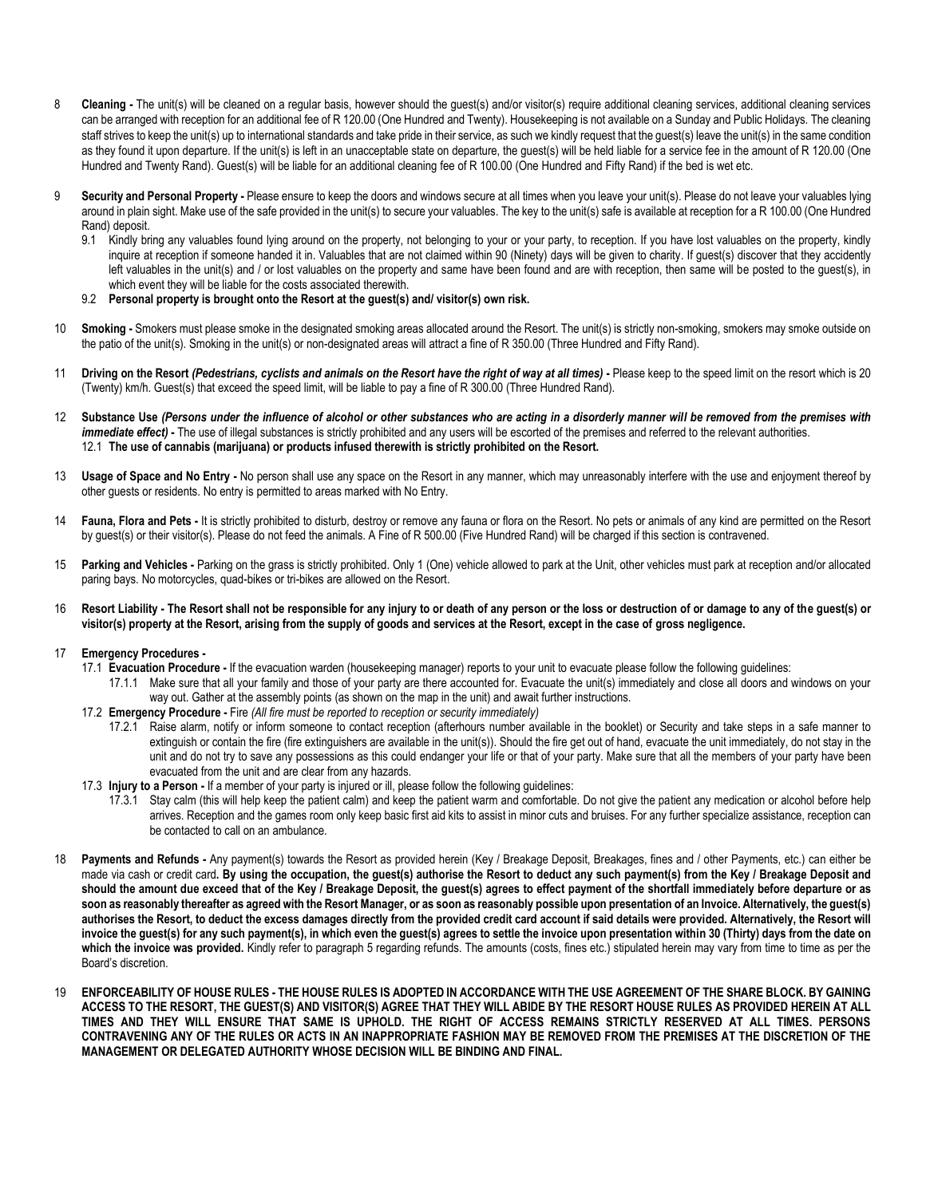8 **Cleaning -** The unit(s) will be cleaned on a regular basis, however should the guest(s) and/or visitor(s) require additional cleaning services, additional cleaning services can be arranged with reception for an additional fee of R 120.00 (One Hundred and Twenty). Housekeeping is not available on a Sunday and Public Holidays. The cleaning staff strives to keep the unit(s) up to international standards and take pride in their service, as such we kindly request that the guest(s) leave the unit(s) in the same condition as they found it upon departure. If the unit(s) is left in an unacceptable state on departure, the guest(s) will be held liable for a service fee in the amount of R 120.00 (One Hundred and Twenty Rand). Guest(s) will be liable for an additional cleaning fee of R 100.00 (One Hundred and Fifty Rand) if the bed is wet etc.

9 **Security and Personal Property -** Please ensure to keep the doors and windows secure at all times when you leave your unit(s). Please do not leave your valuables lying around in plain sight. Make use of the safe provided in the unit(s) to secure your valuables. The key to the unit(s) safe is available at reception for a R 100.00 (One Hundred Rand) deposit.

9.1 Kindly bring any valuables found lying around on the property, not belonging to your or your party, to reception. If you have lost valuables on the property, kindly inquire at reception if someone handed it in. Valuables that are not claimed within 90 (Ninety) days will be given to charity. If guest(s) discover that they accidently left valuables in the unit(s) and / or lost valuables on the property and same have been found and are with reception, then same will be posted to the guest(s), in which event they will be liable for the costs associated therewith.

9.2 **Personal property is brought onto the Resort at the guest(s) and/ visitor(s) own risk.**

10 **Smoking -** Smokers must please smoke in the designated smoking areas allocated around the Resort. The unit(s) is strictly non-smoking, smokers may smoke outside on the patio of the unit(s). Smoking in the unit(s) or non-designated areas will attract a fine of R 350.00 (Three Hundred and Fifty Rand).

11 **Driving on the Resort *(Pedestrians, cyclists and animals on the Resort have the right of way at all times)* -** Please keep to the speed limit on the resort which is 20 (Twenty) km/h. Guest(s) that exceed the speed limit, will be liable to pay a fine of R 300.00 (Three Hundred Rand).

12 **Substance Use *(Persons under the influence of alcohol or other substances who are acting in a disorderly manner will be removed from the premises with immediate effect)* -** The use of illegal substances is strictly prohibited and any users will be escorted of the premises and referred to the relevant authorities.

12.1 **The use of cannabis (marijuana) or products infused therewith is strictly prohibited on the Resort.**

13 **Usage of Space and No Entry -** No person shall use any space on the Resort in any manner, which may unreasonably interfere with the use and enjoyment thereof by other guests or residents. No entry is permitted to areas marked with No Entry.

14 **Fauna, Flora and Pets -** It is strictly prohibited to disturb, destroy or remove any fauna or flora on the Resort. No pets or animals of any kind are permitted on the Resort by guest(s) or their visitor(s). Please do not feed the animals. A Fine of R 500.00 (Five Hundred Rand) will be charged if this section is contravened.

15 **Parking and Vehicles -** Parking on the grass is strictly prohibited. Only 1 (One) vehicle allowed to park at the Unit, other vehicles must park at reception and/or allocated paring bays. No motorcycles, quad-bikes or tri-bikes are allowed on the Resort.

16 **Resort Liability - The Resort shall not be responsible for any injury to or death of any person or the loss or destruction of or damage to any of the guest(s) or visitor(s) property at the Resort, arising from the supply of goods and services at the Resort, except in the case of gross negligence.**

17 **Emergency Procedures -**

17.1 **Evacuation Procedure -** If the evacuation warden (housekeeping manager) reports to your unit to evacuate please follow the following guidelines:

17.1.1 Make sure that all your family and those of your party are there accounted for. Evacuate the unit(s) immediately and close all doors and windows on your way out. Gather at the assembly points (as shown on the map in the unit) and await further instructions.

17.2 **Emergency Procedure -** Fire *(All fire must be reported to reception or security immediately)*

17.2.1 Raise alarm, notify or inform someone to contact reception (afterhours number available in the booklet) or Security and take steps in a safe manner to extinguish or contain the fire (fire extinguishers are available in the unit(s)). Should the fire get out of hand, evacuate the unit immediately, do not stay in the unit and do not try to save any possessions as this could endanger your life or that of your party. Make sure that all the members of your party have been evacuated from the unit and are clear from any hazards.

17.3 **Injury to a Person -** If a member of your party is injured or ill, please follow the following guidelines:

17.3.1 Stay calm (this will help keep the patient calm) and keep the patient warm and comfortable. Do not give the patient any medication or alcohol before help arrives. Reception and the games room only keep basic first aid kits to assist in minor cuts and bruises. For any further specialize assistance, reception can be contacted to call on an ambulance.

18 **Payments and Refunds -** Any payment(s) towards the Resort as provided herein (Key / Breakage Deposit, Breakages, fines and / other Payments, etc.) can either be made via cash or credit card**. By using the occupation, the guest(s) authorise the Resort to deduct any such payment(s) from the Key / Breakage Deposit and should the amount due exceed that of the Key / Breakage Deposit, the guest(s) agrees to effect payment of the shortfall immediately before departure or as soon as reasonably thereafter as agreed with the Resort Manager, or as soon as reasonably possible upon presentation of an Invoice. Alternatively, the guest(s) authorises the Resort, to deduct the excess damages directly from the provided credit card account if said details were provided. Alternatively, the Resort will invoice the guest(s) for any such payment(s), in which even the guest(s) agrees to settle the invoice upon presentation within 30 (Thirty) days from the date on which the invoice was provided.** Kindly refer to paragraph 5 regarding refunds. The amounts (costs, fines etc.) stipulated herein may vary from time to time as per the Board's discretion.

19 **ENFORCEABILITY OF HOUSE RULES - THE HOUSE RULES IS ADOPTED IN ACCORDANCE WITH THE USE AGREEMENT OF THE SHARE BLOCK. BY GAINING ACCESS TO THE RESORT, THE GUEST(S) AND VISITOR(S) AGREE THAT THEY WILL ABIDE BY THE RESORT HOUSE RULES AS PROVIDED HEREIN AT ALL TIMES AND THEY WILL ENSURE THAT SAME IS UPHOLD. THE RIGHT OF ACCESS REMAINS STRICTLY RESERVED AT ALL TIMES. PERSONS CONTRAVENING ANY OF THE RULES OR ACTS IN AN INAPPROPRIATE FASHION MAY BE REMOVED FROM THE PREMISES AT THE DISCRETION OF THE MANAGEMENT OR DELEGATED AUTHORITY WHOSE DECISION WILL BE BINDING AND FINAL.**